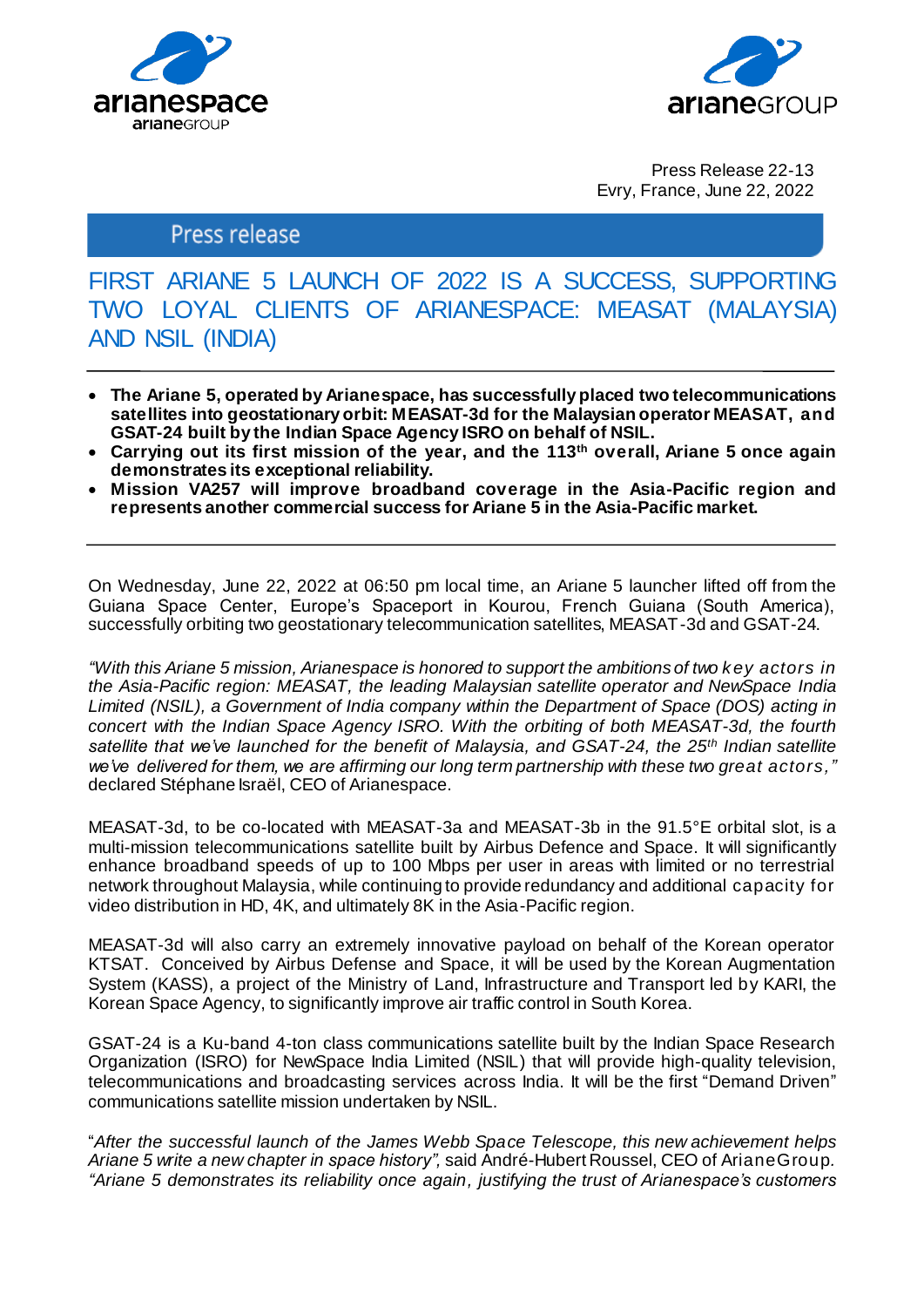Press Release 22-13
Evry, France, June 22, 2022

Press release

# FIRST ARIANE 5 LAUNCH OF 2022 IS A SUCCESS, SUPPORTING TWO LOYAL CLIENTS OF ARIANESPACE: MEASAT (MALAYSIA) AND NSIL (INDIA)

- **The Ariane 5, operated by Arianespace, has successfully placed two telecommunications satellites into geostationary orbit: MEASAT-3d for the Malaysian operator MEASAT, and GSAT-24 built by the Indian Space Agency ISRO on behalf of NSIL.**
- **Carrying out its first mission of the year, and the 113th overall, Ariane 5 once again demonstrates its exceptional reliability.**
- **Mission VA257 will improve broadband coverage in the Asia-Pacific region and represents another commercial success for Ariane 5 in the Asia-Pacific market.**

On Wednesday, June 22, 2022 at 06:50 pm local time, an Ariane 5 launcher lifted off from the Guiana Space Center, Europe's Spaceport in Kourou, French Guiana (South America), successfully orbiting two geostationary telecommunication satellites, MEASAT-3d and GSAT-24.

*"With this Ariane 5 mission, Arianespace is honored to support the ambitions of two key actors in the Asia-Pacific region: MEASAT, the leading Malaysian satellite operator and NewSpace India Limited (NSIL), a Government of India company within the Department of Space (DOS) acting in concert with the Indian Space Agency ISRO. With the orbiting of both MEASAT-3d, the fourth satellite that we've launched for the benefit of Malaysia, and GSAT-24, the 25th Indian satellite we've delivered for them, we are affirming our long term partnership with these two great actors,"* declared Stéphane Israël, CEO of Arianespace.

MEASAT-3d, to be co-located with MEASAT-3a and MEASAT-3b in the 91.5°E orbital slot, is a multi-mission telecommunications satellite built by Airbus Defence and Space. It will significantly enhance broadband speeds of up to 100 Mbps per user in areas with limited or no terrestrial network throughout Malaysia, while continuing to provide redundancy and additional capacity for video distribution in HD, 4K, and ultimately 8K in the Asia-Pacific region.

MEASAT-3d will also carry an extremely innovative payload on behalf of the Korean operator KTSAT. Conceived by Airbus Defense and Space, it will be used by the Korean Augmentation System (KASS), a project of the Ministry of Land, Infrastructure and Transport led by KARI, the Korean Space Agency, to significantly improve air traffic control in South Korea.

GSAT-24 is a Ku-band 4-ton class communications satellite built by the Indian Space Research Organization (ISRO) for NewSpace India Limited (NSIL) that will provide high-quality television, telecommunications and broadcasting services across India. It will be the first "Demand Driven" communications satellite mission undertaken by NSIL.

"*After the successful launch of the James Webb Space Telescope, this new achievement helps Ariane 5 write a new chapter in space history",* said André-Hubert Roussel, CEO of ArianeGroup. *"Ariane 5 demonstrates its reliability once again, justifying the trust of Arianespace's customers*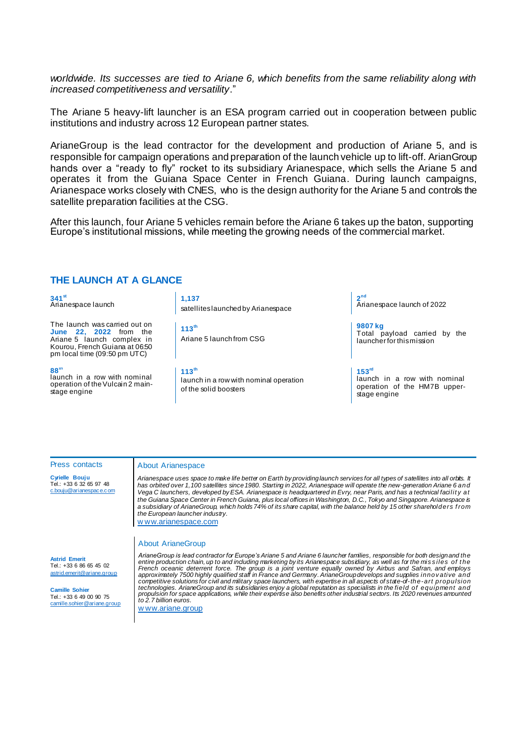*worldwide. Its successes are tied to Ariane 6, which benefits from the same reliability along with increased competitiveness and versatility*."

The Ariane 5 heavy-lift launcher is an ESA program carried out in cooperation between public institutions and industry across 12 European partner states.

ArianeGroup is the lead contractor for the development and production of Ariane 5, and is responsible for campaign operations and preparation of the launch vehicle up to lift-off. ArianGroup hands over a "ready to fly" rocket to its subsidiary Arianespace, which sells the Ariane 5 and operates it from the Guiana Space Center in French Guiana. During launch campaigns, Arianespace works closely with CNES, who is the design authority for the Ariane 5 and controls the satellite preparation facilities at the CSG.

After this launch, four Ariane 5 vehicles remain before the Ariane 6 takes up the baton, supporting Europe's institutional missions, while meeting the growing needs of the commercial market.

## THE LAUNCH AT A GLANCE

**341st**
Arianespace launch

The launch was carried out on **June 22, 2022** from the Ariane 5 launch complex in Kourou, French Guiana at 06:50 pm local time (09:50 pm UTC)

**88th**
launch in a row with nominal operation of the Vulcain 2 main-stage engine

**1,137**
satellites launched by Arianespace

**113th**
Ariane 5 launch from CSG

**113th**
launch in a row with nominal operation of the solid boosters

**2nd**
Arianespace launch of 2022

**9807 kg**
Total payload carried by the launcher for this mission

**153rd**
launch in a row with nominal operation of the HM7B upper-stage engine

---

**Press contacts**

**Cyrielle Bouju**
Tel.: +33 6 32 65 97 48
c.bouju@arianespace.com

**Astrid Emerit**
Tel.: +33 6 86 65 45 02
astrid.emerit@ariane.group

**Camille Sohier**
Tel.: +33 6 49 00 90 75
camille.sohier@ariane.group

**About Arianespace**

*Arianespace uses space to make life better on Earth by providing launch services for all types of satellites into all orbits. It has orbited over 1,100 satellites since 1980. Starting in 2022, Arianespace will operate the new-generation Ariane 6 and Vega C launchers, developed by ESA. Arianespace is headquartered in Evry, near Paris, and has a technical facility at the Guiana Space Center in French Guiana, plus local offices in Washington, D.C., Tokyo and Singapore. Arianespace is a subsidiary of ArianeGroup, which holds 74% of its share capital, with the balance held by 15 other shareholders from the European launcher industry.*

www.arianespace.com

**About ArianeGroup**

*ArianeGroup is lead contractor for Europe's Ariane 5 and Ariane 6 launcher families, responsible for both design and the entire production chain, up to and including marketing by its Arianespace subsidiary, as well as for the missiles of the French oceanic deterrent force. The group is a joint venture equally owned by Airbus and Safran, and employs approximately 7500 highly qualified staff in France and Germany. ArianeGroup develops and supplies innovative and competitive solutions for civil and military space launchers, with expertise in all aspects of state-of-the-art propulsion technologies. ArianeGroup and its subsidiaries enjoy a global reputation as specialists in the field of equipment and propulsion for space applications, while their expertise also benefits other industrial sectors. Its 2020 revenues amounted to 2.7 billion euros.*

www.ariane.group